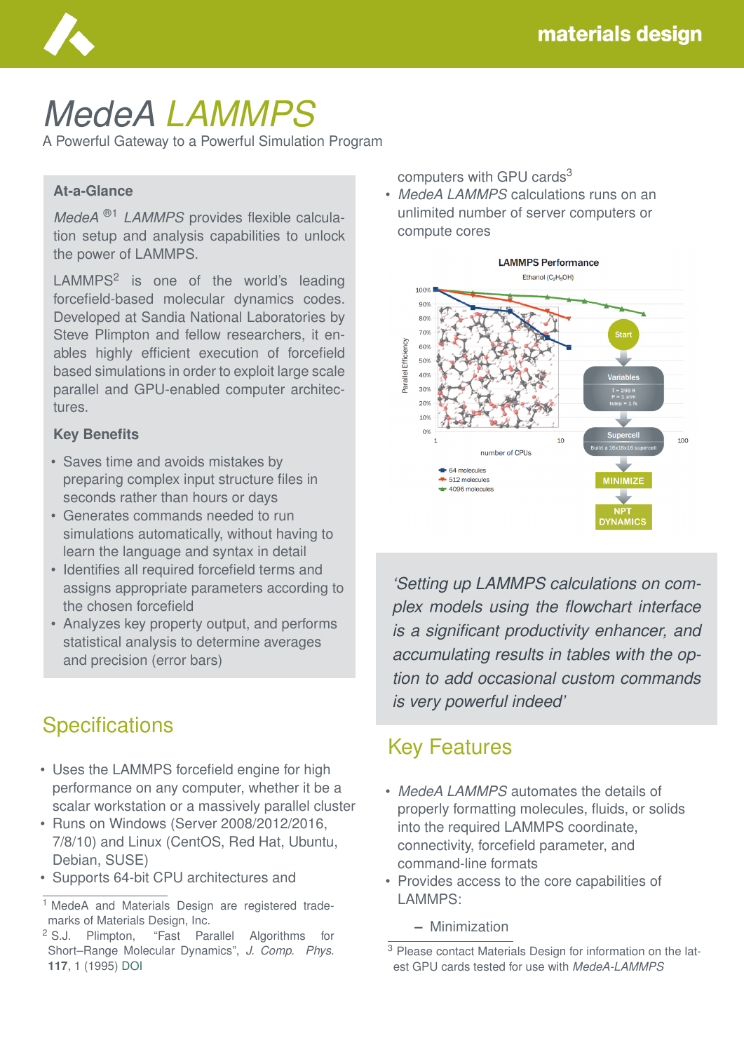# MedeA LAMMPS

A Powerful Gateway to a Powerful Simulation Program

## At-a-Glance

*MedeA* ®[1] *LAMMPS* provides flexible calculation setup and analysis capabilities to unlock the power of LAMMPS.

LAMMPS[2] is one of the world's leading forcefield-based molecular dynamics codes. Developed at Sandia National Laboratories by Steve Plimpton and fellow researchers, it enables highly efficient execution of forcefield based simulations in order to exploit large scale parallel and GPU-enabled computer architectures.

### Key Benefits

- Saves time and avoids mistakes by preparing complex input structure files in seconds rather than hours or days
- Generates commands needed to run simulations automatically, without having to learn the language and syntax in detail
- Identifies all required forcefield terms and assigns appropriate parameters according to the chosen forcefield
- Analyzes key property output, and performs statistical analysis to determine averages and precision (error bars)

## Specifications

- Uses the LAMMPS forcefield engine for high performance on any computer, whether it be a scalar workstation or a massively parallel cluster
- Runs on Windows (Server 2008/2012/2016, 7/8/10) and Linux (CentOS, Red Hat, Ubuntu, Debian, SUSE)
- Supports 64-bit CPU architectures and computers with GPU cards[3]
- *MedeA LAMMPS* calculations runs on an unlimited number of server computers or compute cores

*'Setting up LAMMPS calculations on complex models using the flowchart interface is a significant productivity enhancer, and accumulating results in tables with the option to add occasional custom commands is very powerful indeed'*

## Key Features

- *MedeA LAMMPS* automates the details of properly formatting molecules, fluids, or solids into the required LAMMPS coordinate, connectivity, forcefield parameter, and command-line formats
- Provides access to the core capabilities of LAMMPS:
  - Minimization

---

[1] MedeA and Materials Design are registered trademarks of Materials Design, Inc.

[2] S.J. Plimpton, "Fast Parallel Algorithms for Short–Range Molecular Dynamics", *J. Comp. Phys.* **117**, 1 (1995) DOI

[3] Please contact Materials Design for information on the latest GPU cards tested for use with *MedeA-LAMMPS*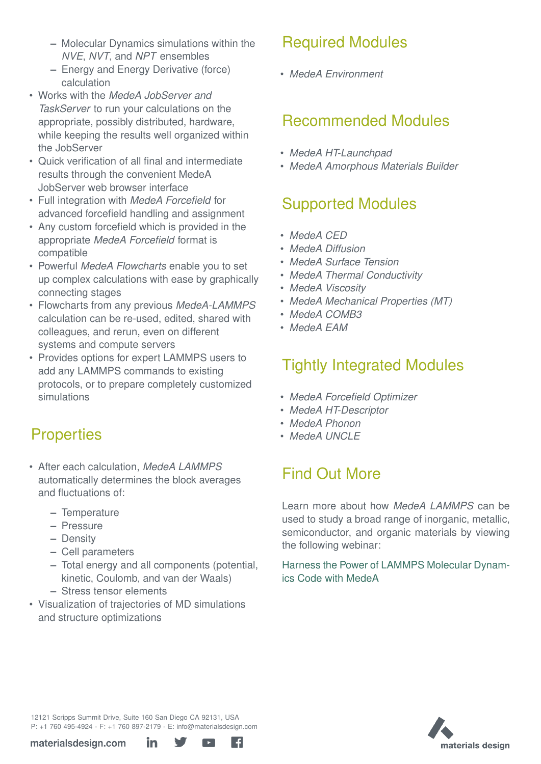- Molecular Dynamics simulations within the *NVE*, *NVT*, and *NPT* ensembles
  - Energy and Energy Derivative (force) calculation
- Works with the *MedeA JobServer and TaskServer* to run your calculations on the appropriate, possibly distributed, hardware, while keeping the results well organized within the JobServer
- Quick verification of all final and intermediate results through the convenient MedeA JobServer web browser interface
- Full integration with *MedeA Forcefield* for advanced forcefield handling and assignment
- Any custom forcefield which is provided in the appropriate *MedeA Forcefield* format is compatible
- Powerful *MedeA Flowcharts* enable you to set up complex calculations with ease by graphically connecting stages
- Flowcharts from any previous *MedeA-LAMMPS* calculation can be re-used, edited, shared with colleagues, and rerun, even on different systems and compute servers
- Provides options for expert LAMMPS users to add any LAMMPS commands to existing protocols, or to prepare completely customized simulations

## Properties

- After each calculation, *MedeA LAMMPS* automatically determines the block averages and fluctuations of:
  - Temperature
  - Pressure
  - Density
  - Cell parameters
  - Total energy and all components (potential, kinetic, Coulomb, and van der Waals)
  - Stress tensor elements
- Visualization of trajectories of MD simulations and structure optimizations

## Required Modules

- *MedeA Environment*

## Recommended Modules

- *MedeA HT-Launchpad*
- *MedeA Amorphous Materials Builder*

## Supported Modules

- *MedeA CED*
- *MedeA Diffusion*
- *MedeA Surface Tension*
- *MedeA Thermal Conductivity*
- *MedeA Viscosity*
- *MedeA Mechanical Properties (MT)*
- *MedeA COMB3*
- *MedeA EAM*

## Tightly Integrated Modules

- *MedeA Forcefield Optimizer*
- *MedeA HT-Descriptor*
- *MedeA Phonon*
- *MedeA UNCLE*

## Find Out More

Learn more about how *MedeA LAMMPS* can be used to study a broad range of inorganic, metallic, semiconductor, and organic materials by viewing the following webinar:

Harness the Power of LAMMPS Molecular Dynamics Code with MedeA

12121 Scripps Summit Drive, Suite 160 San Diego CA 92131, USA
P: +1 760 495-4924 - F: +1 760 897-2179 - E: info@materialsdesign.com

materialsdesign.com

materials design